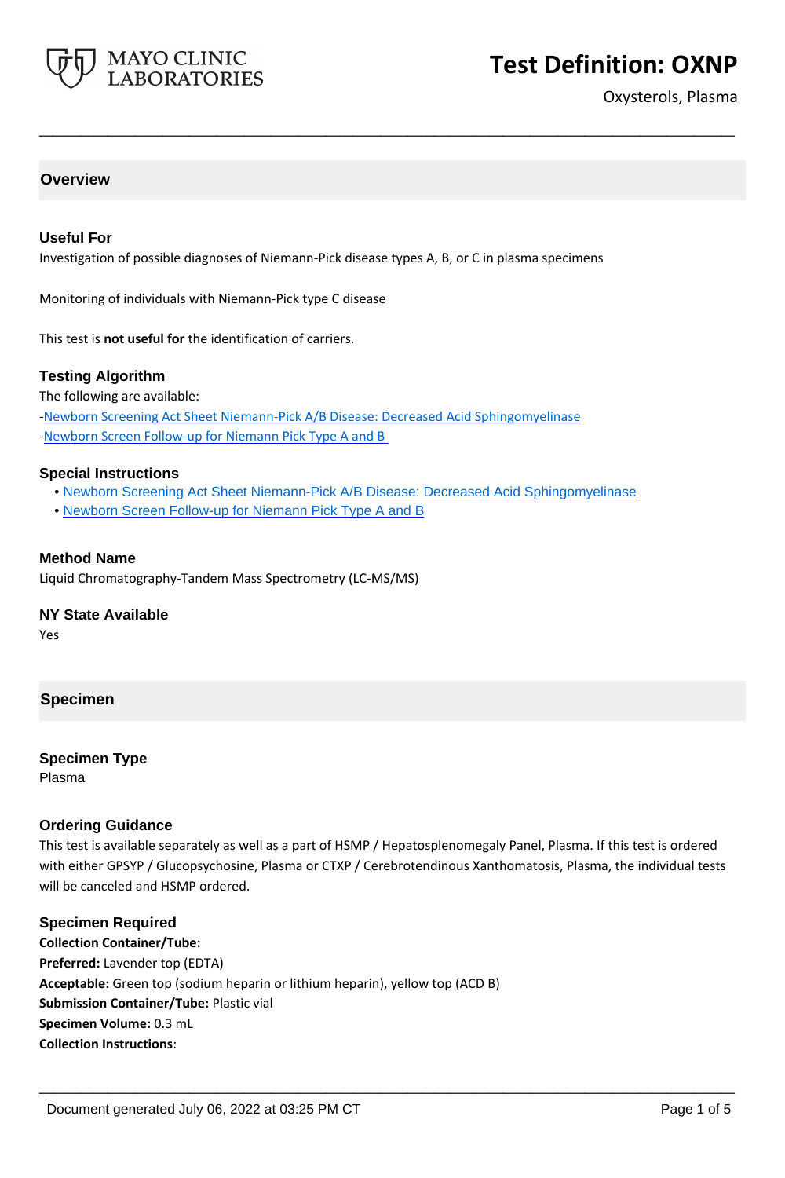# Test Definition: OXNP

Oxysterols, Plasma

## Overview

### Useful For

Investigation of possible diagnoses of Niemann-Pick disease types A, B, or C in plasma specimens

Monitoring of individuals with Niemann-Pick type C disease

This test is **not useful for** the identification of carriers.

### Testing Algorithm

The following are available:

-Newborn Screening Act Sheet Niemann-Pick A/B Disease: Decreased Acid Sphingomyelinase
-Newborn Screen Follow-up for Niemann Pick Type A and B

### Special Instructions

- Newborn Screening Act Sheet Niemann-Pick A/B Disease: Decreased Acid Sphingomyelinase
- Newborn Screen Follow-up for Niemann Pick Type A and B

### Method Name

Liquid Chromatography-Tandem Mass Spectrometry (LC-MS/MS)

### NY State Available

Yes

## Specimen

### Specimen Type

Plasma

### Ordering Guidance

This test is available separately as well as a part of HSMP / Hepatosplenomegaly Panel, Plasma. If this test is ordered with either GPSYP / Glucopsychosine, Plasma or CTXP / Cerebrotendinous Xanthomatosis, Plasma, the individual tests will be canceled and HSMP ordered.

### Specimen Required

**Collection Container/Tube:**
**Preferred:** Lavender top (EDTA)
**Acceptable:** Green top (sodium heparin or lithium heparin), yellow top (ACD B)
**Submission Container/Tube:** Plastic vial
**Specimen Volume:** 0.3 mL
**Collection Instructions**: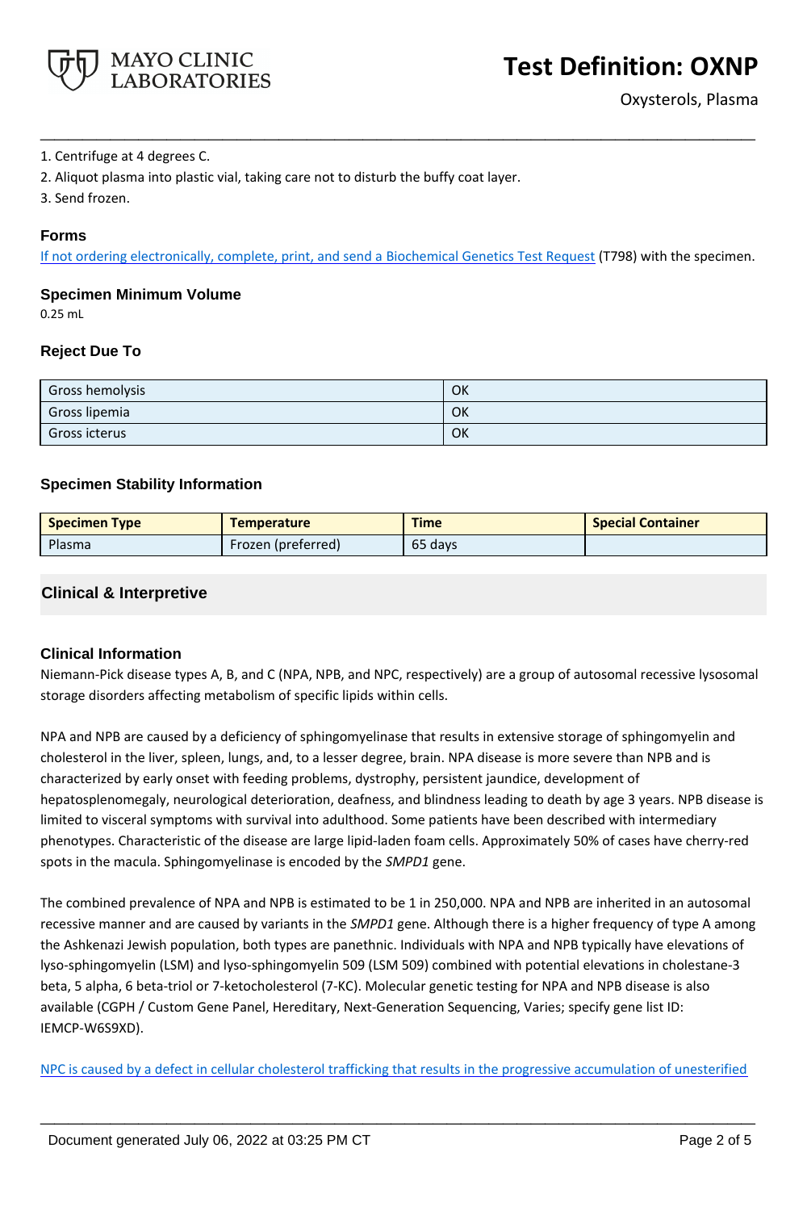1. Centrifuge at 4 degrees C.
2. Aliquot plasma into plastic vial, taking care not to disturb the buffy coat layer.
3. Send frozen.

### Forms

If not ordering electronically, complete, print, and send a Biochemical Genetics Test Request (T798) with the specimen.

### Specimen Minimum Volume

0.25 mL

### Reject Due To

| | |
|---|---|
| Gross hemolysis | OK |
| Gross lipemia | OK |
| Gross icterus | OK |

### Specimen Stability Information

| Specimen Type | Temperature | Time | Special Container |
|---|---|---|---|
| Plasma | Frozen (preferred) | 65 days | |

## Clinical & Interpretive

### Clinical Information

Niemann-Pick disease types A, B, and C (NPA, NPB, and NPC, respectively) are a group of autosomal recessive lysosomal storage disorders affecting metabolism of specific lipids within cells.

NPA and NPB are caused by a deficiency of sphingomyelinase that results in extensive storage of sphingomyelin and cholesterol in the liver, spleen, lungs, and, to a lesser degree, brain. NPA disease is more severe than NPB and is characterized by early onset with feeding problems, dystrophy, persistent jaundice, development of hepatosplenomegaly, neurological deterioration, deafness, and blindness leading to death by age 3 years. NPB disease is limited to visceral symptoms with survival into adulthood. Some patients have been described with intermediary phenotypes. Characteristic of the disease are large lipid-laden foam cells. Approximately 50% of cases have cherry-red spots in the macula. Sphingomyelinase is encoded by the *SMPD1* gene.

The combined prevalence of NPA and NPB is estimated to be 1 in 250,000. NPA and NPB are inherited in an autosomal recessive manner and are caused by variants in the *SMPD1* gene. Although there is a higher frequency of type A among the Ashkenazi Jewish population, both types are panethnic. Individuals with NPA and NPB typically have elevations of lyso-sphingomyelin (LSM) and lyso-sphingomyelin 509 (LSM 509) combined with potential elevations in cholestane-3 beta, 5 alpha, 6 beta-triol or 7-ketocholesterol (7-KC). Molecular genetic testing for NPA and NPB disease is also available (CGPH / Custom Gene Panel, Hereditary, Next-Generation Sequencing, Varies; specify gene list ID: IEMCP-W6S9XD).

NPC is caused by a defect in cellular cholesterol trafficking that results in the progressive accumulation of unesterified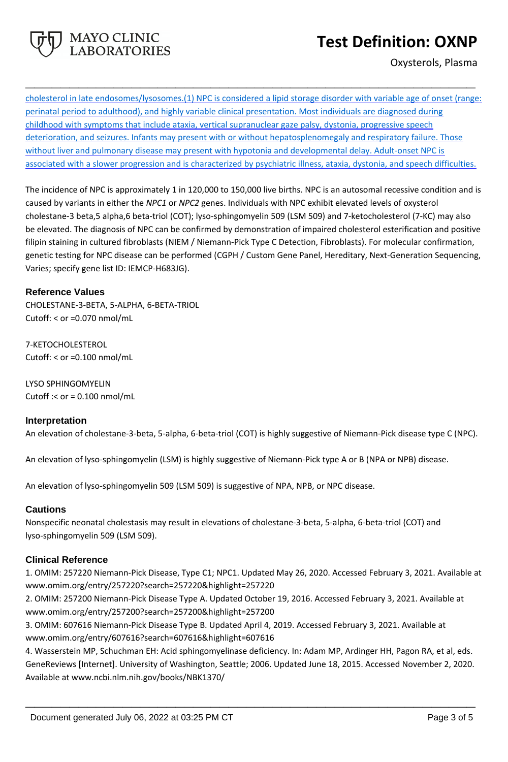cholesterol in late endosomes/lysosomes.(1) NPC is considered a lipid storage disorder with variable age of onset (range: perinatal period to adulthood), and highly variable clinical presentation. Most individuals are diagnosed during childhood with symptoms that include ataxia, vertical supranuclear gaze palsy, dystonia, progressive speech deterioration, and seizures. Infants may present with or without hepatosplenomegaly and respiratory failure. Those without liver and pulmonary disease may present with hypotonia and developmental delay. Adult-onset NPC is associated with a slower progression and is characterized by psychiatric illness, ataxia, dystonia, and speech difficulties.

The incidence of NPC is approximately 1 in 120,000 to 150,000 live births. NPC is an autosomal recessive condition and is caused by variants in either the *NPC1* or *NPC2* genes. Individuals with NPC exhibit elevated levels of oxysterol cholestane-3 beta,5 alpha,6 beta-triol (COT); lyso-sphingomyelin 509 (LSM 509) and 7-ketocholesterol (7-KC) may also be elevated. The diagnosis of NPC can be confirmed by demonstration of impaired cholesterol esterification and positive filipin staining in cultured fibroblasts (NIEM / Niemann-Pick Type C Detection, Fibroblasts). For molecular confirmation, genetic testing for NPC disease can be performed (CGPH / Custom Gene Panel, Hereditary, Next-Generation Sequencing, Varies; specify gene list ID: IEMCP-H683JG).

## Reference Values

CHOLESTANE-3-BETA, 5-ALPHA, 6-BETA-TRIOL
Cutoff: < or =0.070 nmol/mL

7-KETOCHOLESTEROL
Cutoff: < or =0.100 nmol/mL

LYSO SPHINGOMYELIN
Cutoff :< or = 0.100 nmol/mL

## Interpretation

An elevation of cholestane-3-beta, 5-alpha, 6-beta-triol (COT) is highly suggestive of Niemann-Pick disease type C (NPC).

An elevation of lyso-sphingomyelin (LSM) is highly suggestive of Niemann-Pick type A or B (NPA or NPB) disease.

An elevation of lyso-sphingomyelin 509 (LSM 509) is suggestive of NPA, NPB, or NPC disease.

## Cautions

Nonspecific neonatal cholestasis may result in elevations of cholestane-3-beta, 5-alpha, 6-beta-triol (COT) and lyso-sphingomyelin 509 (LSM 509).

## Clinical Reference

1. OMIM: 257220 Niemann-Pick Disease, Type C1; NPC1. Updated May 26, 2020. Accessed February 3, 2021. Available at www.omim.org/entry/257220?search=257220&highlight=257220
2. OMIM: 257200 Niemann-Pick Disease Type A. Updated October 19, 2016. Accessed February 3, 2021. Available at www.omim.org/entry/257200?search=257200&highlight=257200
3. OMIM: 607616 Niemann-Pick Disease Type B. Updated April 4, 2019. Accessed February 3, 2021. Available at www.omim.org/entry/607616?search=607616&highlight=607616
4. Wasserstein MP, Schuchman EH: Acid sphingomyelinase deficiency. In: Adam MP, Ardinger HH, Pagon RA, et al, eds. GeneReviews [Internet]. University of Washington, Seattle; 2006. Updated June 18, 2015. Accessed November 2, 2020. Available at www.ncbi.nlm.nih.gov/books/NBK1370/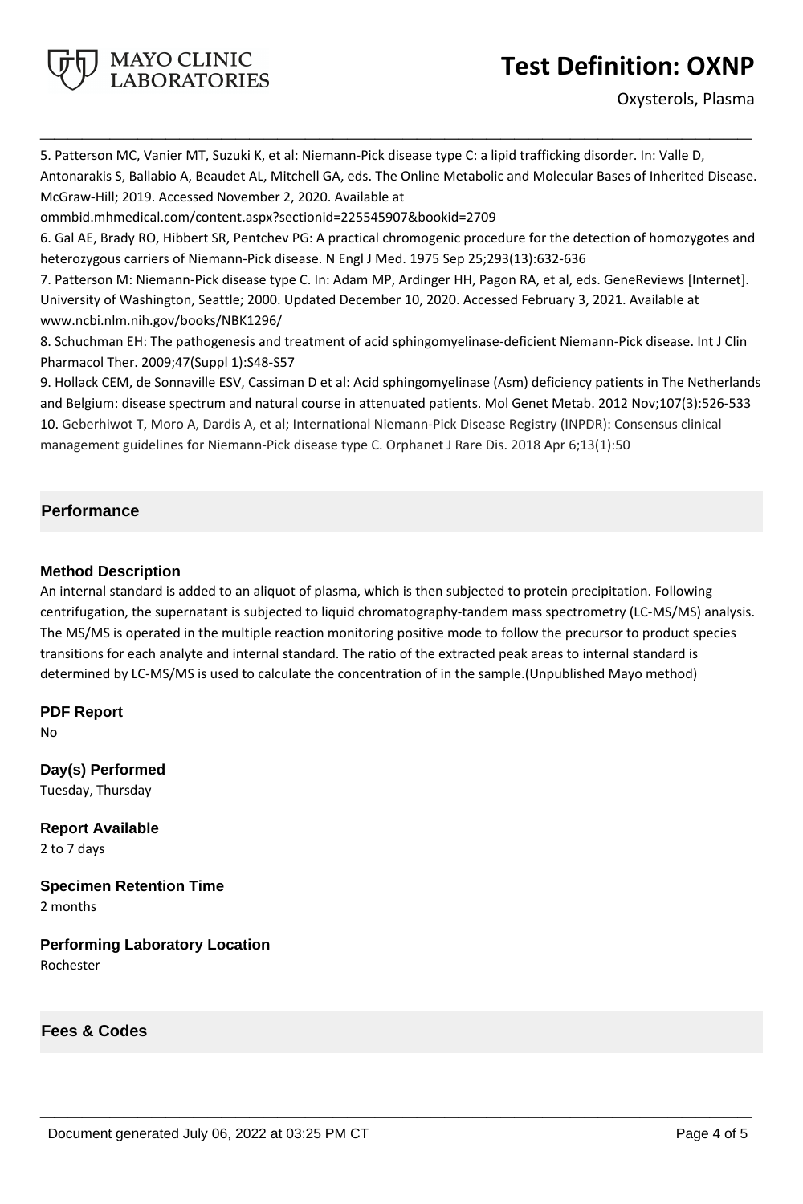5. Patterson MC, Vanier MT, Suzuki K, et al: Niemann-Pick disease type C: a lipid trafficking disorder. In: Valle D, Antonarakis S, Ballabio A, Beaudet AL, Mitchell GA, eds. The Online Metabolic and Molecular Bases of Inherited Disease. McGraw-Hill; 2019. Accessed November 2, 2020. Available at ommbid.mhmedical.com/content.aspx?sectionid=225545907&bookid=2709

6. Gal AE, Brady RO, Hibbert SR, Pentchev PG: A practical chromogenic procedure for the detection of homozygotes and heterozygous carriers of Niemann-Pick disease. N Engl J Med. 1975 Sep 25;293(13):632-636

7. Patterson M: Niemann-Pick disease type C. In: Adam MP, Ardinger HH, Pagon RA, et al, eds. GeneReviews [Internet]. University of Washington, Seattle; 2000. Updated December 10, 2020. Accessed February 3, 2021. Available at www.ncbi.nlm.nih.gov/books/NBK1296/

8. Schuchman EH: The pathogenesis and treatment of acid sphingomyelinase-deficient Niemann-Pick disease. Int J Clin Pharmacol Ther. 2009;47(Suppl 1):S48-S57

9. Hollack CEM, de Sonnaville ESV, Cassiman D et al: Acid sphingomyelinase (Asm) deficiency patients in The Netherlands and Belgium: disease spectrum and natural course in attenuated patients. Mol Genet Metab. 2012 Nov;107(3):526-533

10. Geberhiwot T, Moro A, Dardis A, et al; International Niemann-Pick Disease Registry (INPDR): Consensus clinical management guidelines for Niemann-Pick disease type C. Orphanet J Rare Dis. 2018 Apr 6;13(1):50

## Performance

### Method Description

An internal standard is added to an aliquot of plasma, which is then subjected to protein precipitation. Following centrifugation, the supernatant is subjected to liquid chromatography-tandem mass spectrometry (LC-MS/MS) analysis. The MS/MS is operated in the multiple reaction monitoring positive mode to follow the precursor to product species transitions for each analyte and internal standard. The ratio of the extracted peak areas to internal standard is determined by LC-MS/MS is used to calculate the concentration of in the sample.(Unpublished Mayo method)

### PDF Report

No

### Day(s) Performed

Tuesday, Thursday

### Report Available

2 to 7 days

### Specimen Retention Time

2 months

### Performing Laboratory Location

Rochester

## Fees & Codes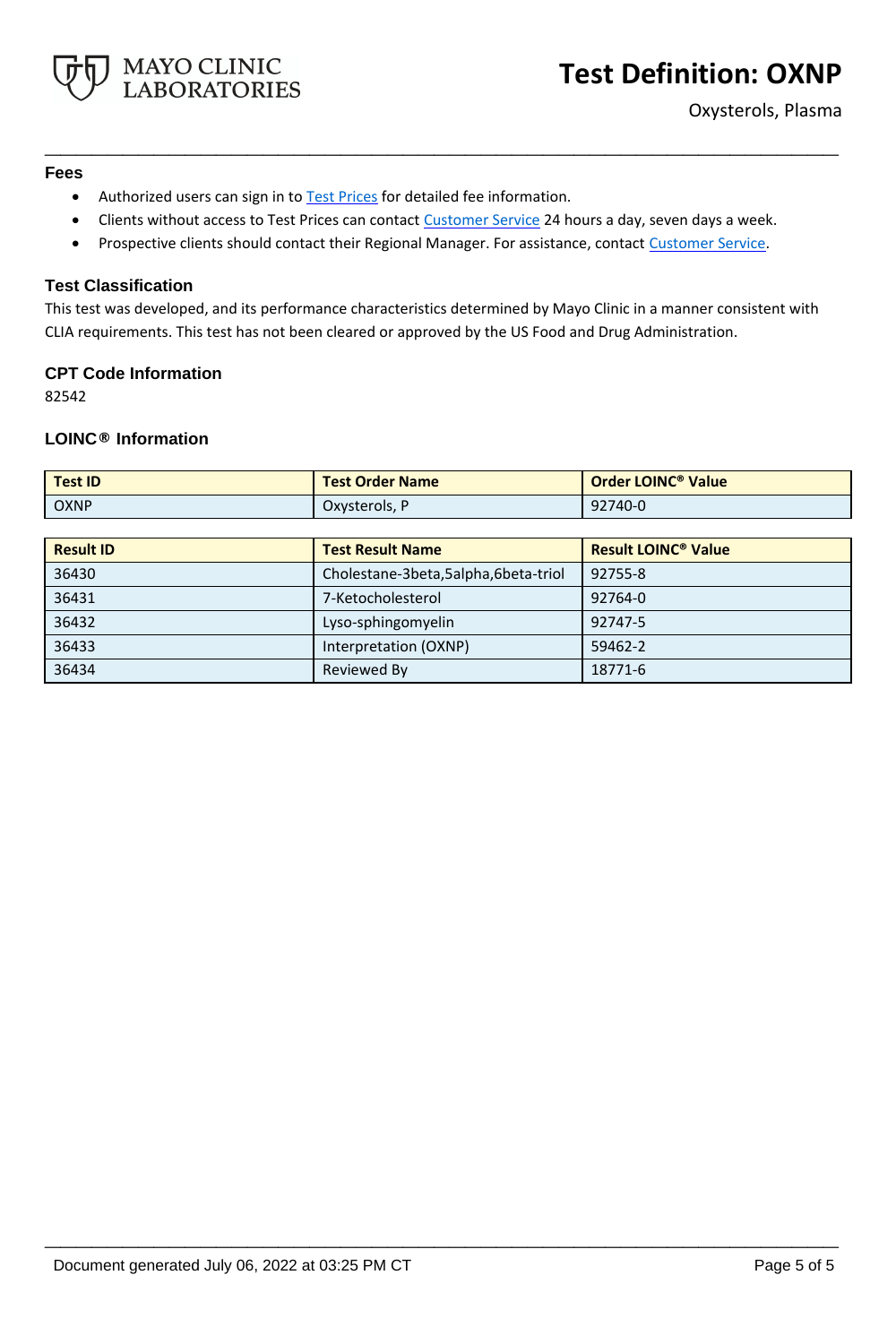## Fees

- Authorized users can sign in to Test Prices for detailed fee information.
- Clients without access to Test Prices can contact Customer Service 24 hours a day, seven days a week.
- Prospective clients should contact their Regional Manager. For assistance, contact Customer Service.

## Test Classification

This test was developed, and its performance characteristics determined by Mayo Clinic in a manner consistent with CLIA requirements. This test has not been cleared or approved by the US Food and Drug Administration.

## CPT Code Information

82542

## LOINC® Information

| Test ID | Test Order Name | Order LOINC® Value |
|---|---|---|
| OXNP | Oxysterols, P | 92740-0 |

| Result ID | Test Result Name | Result LOINC® Value |
|---|---|---|
| 36430 | Cholestane-3beta,5alpha,6beta-triol | 92755-8 |
| 36431 | 7-Ketocholesterol | 92764-0 |
| 36432 | Lyso-sphingomyelin | 92747-5 |
| 36433 | Interpretation (OXNP) | 59462-2 |
| 36434 | Reviewed By | 18771-6 |